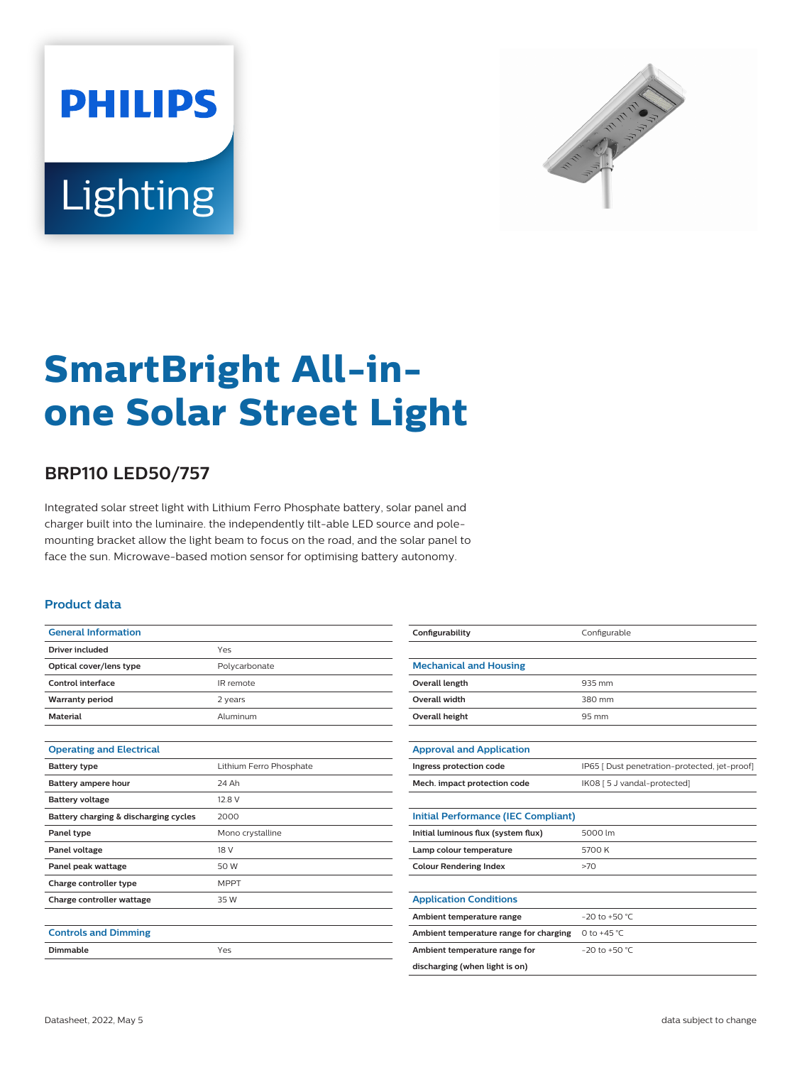# SmartBright All-in-one Solar Street Light

## BRP110 LED50/757

Integrated solar street light with Lithium Ferro Phosphate battery, solar panel and charger built into the luminaire. the independently tilt-able LED source and pole-mounting bracket allow the light beam to focus on the road, and the solar panel to face the sun. Microwave-based motion sensor for optimising battery autonomy.

### Product data

| General Information | |
|---|---|
| Driver included | Yes |
| Optical cover/lens type | Polycarbonate |
| Control interface | IR remote |
| Warranty period | 2 years |
| Material | Aluminum |

| Operating and Electrical | |
|---|---|
| Battery type | Lithium Ferro Phosphate |
| Battery ampere hour | 24 Ah |
| Battery voltage | 12.8 V |
| Battery charging & discharging cycles | 2000 |
| Panel type | Mono crystalline |
| Panel voltage | 18 V |
| Panel peak wattage | 50 W |
| Charge controller type | MPPT |
| Charge controller wattage | 35 W |

| Controls and Dimming | |
|---|---|
| Dimmable | Yes |

| | |
|---|---|
| Configurability | Configurable |

| Mechanical and Housing | |
|---|---|
| Overall length | 935 mm |
| Overall width | 380 mm |
| Overall height | 95 mm |

| Approval and Application | |
|---|---|
| Ingress protection code | IP65 [ Dust penetration-protected, jet-proof] |
| Mech. impact protection code | IK08 [ 5 J vandal-protected] |

| Initial Performance (IEC Compliant) | |
|---|---|
| Initial luminous flux (system flux) | 5000 lm |
| Lamp colour temperature | 5700 K |
| Colour Rendering Index | >70 |

| Application Conditions | |
|---|---|
| Ambient temperature range | -20 to +50 °C |
| Ambient temperature range for charging | 0 to +45 °C |
| Ambient temperature range for discharging (when light is on) | -20 to +50 °C |

Datasheet, 2022, May 5

data subject to change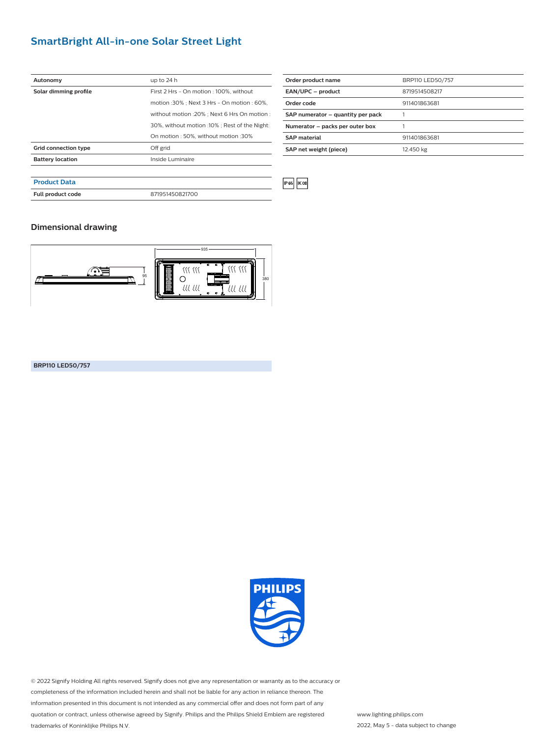## SmartBright All-in-one Solar Street Light

| | |
|---|---|
| **Autonomy** | up to 24 h |
| **Solar dimming profile** | First 2 Hrs - On motion : 100%, without motion :30% ; Next 3 Hrs - On motion : 60%, without motion :20% ; Next 6 Hrs On motion : 30%, without motion :10% ; Rest of the Night: On motion : 50%, without motion :30% |
| **Grid connection type** | Off grid |
| **Battery location** | Inside Luminaire |

| **Product Data** | |
|---|---|
| **Full product code** | 871951450821700 |

| | |
|---|---|
| **Order product name** | BRP110 LED50/757 |
| **EAN/UPC – product** | 8719514508217 |
| **Order code** | 911401863681 |
| **SAP numerator – quantity per pack** | 1 |
| **Numerator – packs per outer box** | 1 |
| **SAP material** | 911401863681 |
| **SAP net weight (piece)** | 12.450 kg |

IP 65 IK 08

### Dimensional drawing

935

95

380

**BRP110 LED50/757**

© 2022 Signify Holding All rights reserved. Signify does not give any representation or warranty as to the accuracy or completeness of the information included herein and shall not be liable for any action in reliance thereon. The information presented in this document is not intended as any commercial offer and does not form part of any quotation or contract, unless otherwise agreed by Signify. Philips and the Philips Shield Emblem are registered trademarks of Koninklijke Philips N.V.

www.lighting.philips.com

2022, May 5 - data subject to change